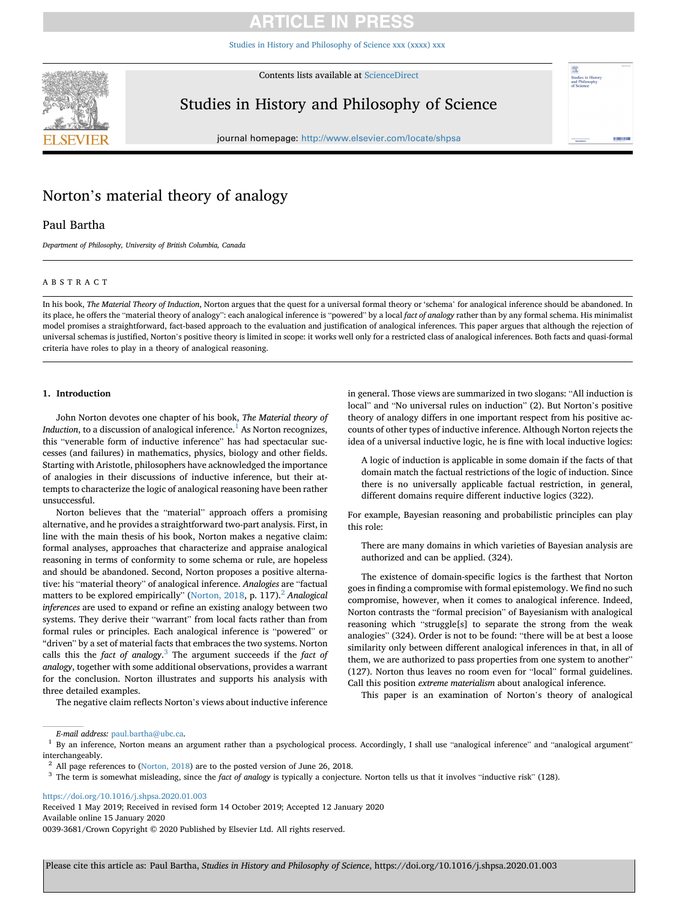# Norton's material theory of analogy

Paul Bartha

*Department of Philosophy, University of British Columbia, Canada*

## ABSTRACT

In his book, *The Material Theory of Induction*, Norton argues that the quest for a universal formal theory or 'schema' for analogical inference should be abandoned. In its place, he offers the "material theory of analogy": each analogical inference is "powered" by a local *fact of analogy* rather than by any formal schema. His minimalist model promises a straightforward, fact-based approach to the evaluation and justification of analogical inferences. This paper argues that although the rejection of universal schemas is justified, Norton's positive theory is limited in scope: it works well only for a restricted class of analogical inferences. Both facts and quasi-formal criteria have roles to play in a theory of analogical reasoning.

## 1. Introduction

John Norton devotes one chapter of his book, *The Material theory of Induction*, to a discussion of analogical inference.[1] As Norton recognizes, this "venerable form of inductive inference" has had spectacular successes (and failures) in mathematics, physics, biology and other fields. Starting with Aristotle, philosophers have acknowledged the importance of analogies in their discussions of inductive inference, but their attempts to characterize the logic of analogical reasoning have been rather unsuccessful.

Norton believes that the "material" approach offers a promising alternative, and he provides a straightforward two-part analysis. First, in line with the main thesis of his book, Norton makes a negative claim: formal analyses, approaches that characterize and appraise analogical reasoning in terms of conformity to some schema or rule, are hopeless and should be abandoned. Second, Norton proposes a positive alternative: his "material theory" of analogical inference. *Analogies* are "factual matters to be explored empirically" (Norton, 2018, p. 117).[2] *Analogical inferences* are used to expand or refine an existing analogy between two systems. They derive their "warrant" from local facts rather than from formal rules or principles. Each analogical inference is "powered" or "driven" by a set of material facts that embraces the two systems. Norton calls this the *fact of analogy*.[3] The argument succeeds if the *fact of analogy*, together with some additional observations, provides a warrant for the conclusion. Norton illustrates and supports his analysis with three detailed examples.

The negative claim reflects Norton's views about inductive inference in general. Those views are summarized in two slogans: "All induction is local" and "No universal rules on induction" (2). But Norton's positive theory of analogy differs in one important respect from his positive accounts of other types of inductive inference. Although Norton rejects the idea of a universal inductive logic, he is fine with local inductive logics:

> A logic of induction is applicable in some domain if the facts of that domain match the factual restrictions of the logic of induction. Since there is no universally applicable factual restriction, in general, different domains require different inductive logics (322).

For example, Bayesian reasoning and probabilistic principles can play this role:

> There are many domains in which varieties of Bayesian analysis are authorized and can be applied. (324).

The existence of domain-specific logics is the farthest that Norton goes in finding a compromise with formal epistemology. We find no such compromise, however, when it comes to analogical inference. Indeed, Norton contrasts the "formal precision" of Bayesianism with analogical reasoning which "struggle[s] to separate the strong from the weak analogies" (324). Order is not to be found: "there will be at best a loose similarity only between different analogical inferences in that, in all of them, we are authorized to pass properties from one system to another" (127). Norton thus leaves no room even for "local" formal guidelines. Call this position *extreme materialism* about analogical inference.

This paper is an examination of Norton's theory of analogical

---

*E-mail address:* paul.bartha@ubc.ca.

[1] By an inference, Norton means an argument rather than a psychological process. Accordingly, I shall use "analogical inference" and "analogical argument" interchangeably.

[2] All page references to (Norton, 2018) are to the posted version of June 26, 2018.

[3] The term is somewhat misleading, since the *fact of analogy* is typically a conjecture. Norton tells us that it involves "inductive risk" (128).

https://doi.org/10.1016/j.shpsa.2020.01.003
Received 1 May 2019; Received in revised form 14 October 2019; Accepted 12 January 2020
Available online 15 January 2020
0039-3681/Crown Copyright © 2020 Published by Elsevier Ltd. All rights reserved.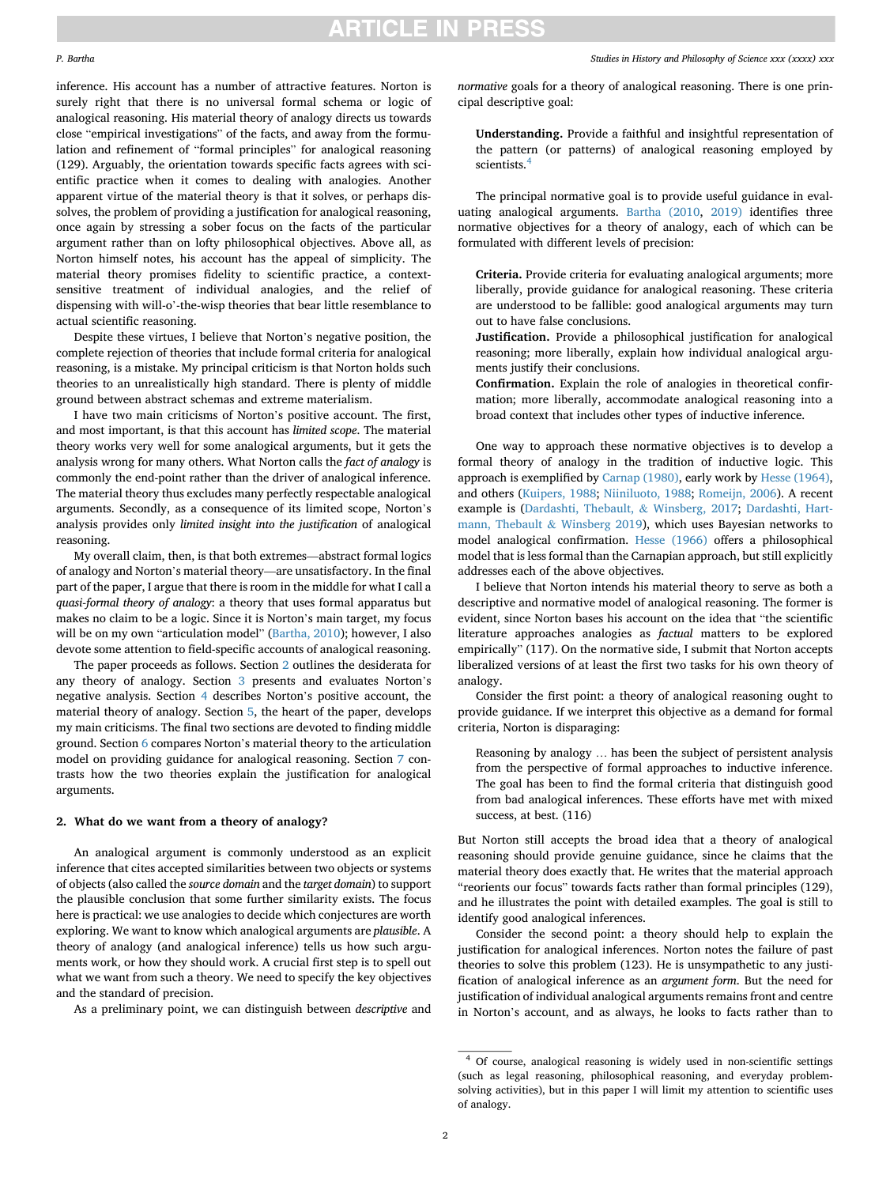inference. His account has a number of attractive features. Norton is surely right that there is no universal formal schema or logic of analogical reasoning. His material theory of analogy directs us towards close "empirical investigations" of the facts, and away from the formulation and refinement of "formal principles" for analogical reasoning (129). Arguably, the orientation towards specific facts agrees with scientific practice when it comes to dealing with analogies. Another apparent virtue of the material theory is that it solves, or perhaps dissolves, the problem of providing a justification for analogical reasoning, once again by stressing a sober focus on the facts of the particular argument rather than on lofty philosophical objectives. Above all, as Norton himself notes, his account has the appeal of simplicity. The material theory promises fidelity to scientific practice, a context-sensitive treatment of individual analogies, and the relief of dispensing with will-o'-the-wisp theories that bear little resemblance to actual scientific reasoning.

Despite these virtues, I believe that Norton's negative position, the complete rejection of theories that include formal criteria for analogical reasoning, is a mistake. My principal criticism is that Norton holds such theories to an unrealistically high standard. There is plenty of middle ground between abstract schemas and extreme materialism.

I have two main criticisms of Norton's positive account. The first, and most important, is that this account has *limited scope*. The material theory works very well for some analogical arguments, but it gets the analysis wrong for many others. What Norton calls the *fact of analogy* is commonly the end-point rather than the driver of analogical inference. The material theory thus excludes many perfectly respectable analogical arguments. Secondly, as a consequence of its limited scope, Norton's analysis provides only *limited insight into the justification* of analogical reasoning.

My overall claim, then, is that both extremes—abstract formal logics of analogy and Norton's material theory—are unsatisfactory. In the final part of the paper, I argue that there is room in the middle for what I call a *quasi-formal theory of analogy*: a theory that uses formal apparatus but makes no claim to be a logic. Since it is Norton's main target, my focus will be on my own "articulation model" (Bartha, 2010); however, I also devote some attention to field-specific accounts of analogical reasoning.

The paper proceeds as follows. Section 2 outlines the desiderata for any theory of analogy. Section 3 presents and evaluates Norton's negative analysis. Section 4 describes Norton's positive account, the material theory of analogy. Section 5, the heart of the paper, develops my main criticisms. The final two sections are devoted to finding middle ground. Section 6 compares Norton's material theory to the articulation model on providing guidance for analogical reasoning. Section 7 contrasts how the two theories explain the justification for analogical arguments.

## 2. What do we want from a theory of analogy?

An analogical argument is commonly understood as an explicit inference that cites accepted similarities between two objects or systems of objects (also called the *source domain* and the *target domain*) to support the plausible conclusion that some further similarity exists. The focus here is practical: we use analogies to decide which conjectures are worth exploring. We want to know which analogical arguments are *plausible*. A theory of analogy (and analogical inference) tells us how such arguments work, or how they should work. A crucial first step is to spell out what we want from such a theory. We need to specify the key objectives and the standard of precision.

As a preliminary point, we can distinguish between *descriptive* and *normative* goals for a theory of analogical reasoning. There is one principal descriptive goal:

> **Understanding.** Provide a faithful and insightful representation of the pattern (or patterns) of analogical reasoning employed by scientists.[4]

The principal normative goal is to provide useful guidance in evaluating analogical arguments. Bartha (2010, 2019) identifies three normative objectives for a theory of analogy, each of which can be formulated with different levels of precision:

> **Criteria.** Provide criteria for evaluating analogical arguments; more liberally, provide guidance for analogical reasoning. These criteria are understood to be fallible: good analogical arguments may turn out to have false conclusions.
>
> **Justification.** Provide a philosophical justification for analogical reasoning; more liberally, explain how individual analogical arguments justify their conclusions.
>
> **Confirmation.** Explain the role of analogies in theoretical confirmation; more liberally, accommodate analogical reasoning into a broad context that includes other types of inductive inference.

One way to approach these normative objectives is to develop a formal theory of analogy in the tradition of inductive logic. This approach is exemplified by Carnap (1980), early work by Hesse (1964), and others (Kuipers, 1988; Niiniluoto, 1988; Romeijn, 2006). A recent example is (Dardashti, Thebault, & Winsberg, 2017; Dardashti, Hartmann, Thebault & Winsberg 2019), which uses Bayesian networks to model analogical confirmation. Hesse (1966) offers a philosophical model that is less formal than the Carnapian approach, but still explicitly addresses each of the above objectives.

I believe that Norton intends his material theory to serve as both a descriptive and normative model of analogical reasoning. The former is evident, since Norton bases his account on the idea that "the scientific literature approaches analogies as *factual* matters to be explored empirically" (117). On the normative side, I submit that Norton accepts liberalized versions of at least the first two tasks for his own theory of analogy.

Consider the first point: a theory of analogical reasoning ought to provide guidance. If we interpret this objective as a demand for formal criteria, Norton is disparaging:

> Reasoning by analogy … has been the subject of persistent analysis from the perspective of formal approaches to inductive inference. The goal has been to find the formal criteria that distinguish good from bad analogical inferences. These efforts have met with mixed success, at best. (116)

But Norton still accepts the broad idea that a theory of analogical reasoning should provide genuine guidance, since he claims that the material theory does exactly that. He writes that the material approach "reorients our focus" towards facts rather than formal principles (129), and he illustrates the point with detailed examples. The goal is still to identify good analogical inferences.

Consider the second point: a theory should help to explain the justification for analogical inferences. Norton notes the failure of past theories to solve this problem (123). He is unsympathetic to any justification of analogical inference as an *argument form*. But the need for justification of individual analogical arguments remains front and centre in Norton's account, and as always, he looks to facts rather than to

[4] Of course, analogical reasoning is widely used in non-scientific settings (such as legal reasoning, philosophical reasoning, and everyday problem-solving activities), but in this paper I will limit my attention to scientific uses of analogy.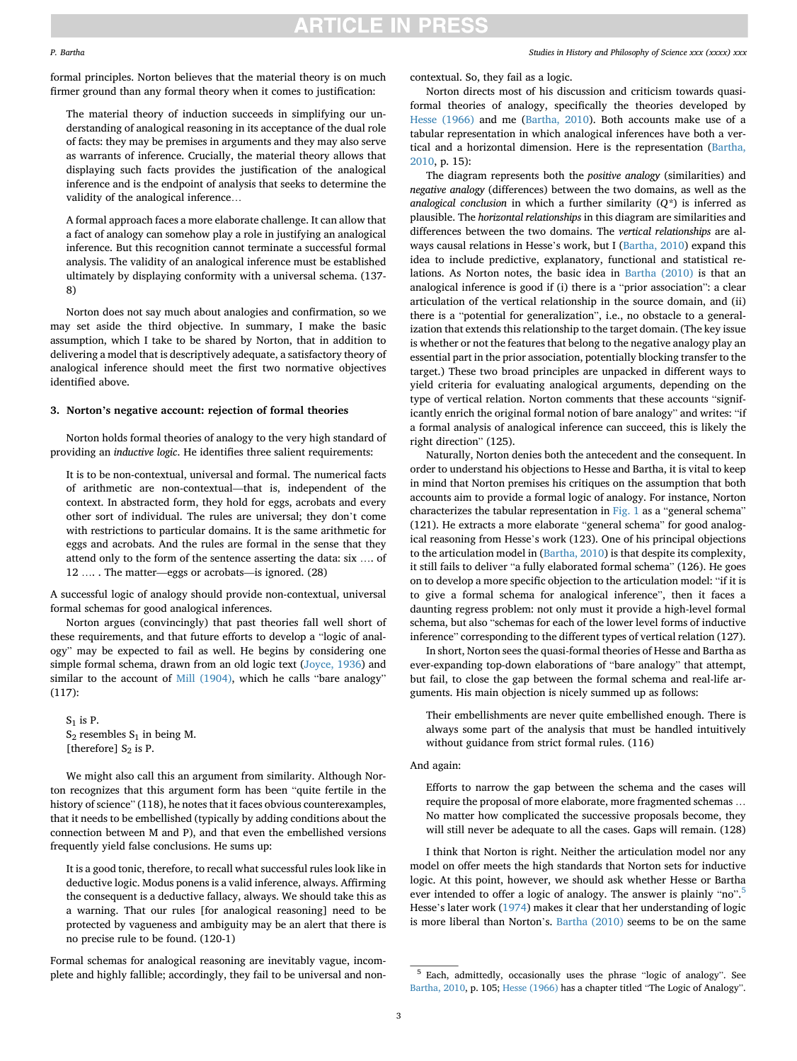formal principles. Norton believes that the material theory is on much firmer ground than any formal theory when it comes to justification:

> The material theory of induction succeeds in simplifying our understanding of analogical reasoning in its acceptance of the dual role of facts: they may be premises in arguments and they may also serve as warrants of inference. Crucially, the material theory allows that displaying such facts provides the justification of the analogical inference and is the endpoint of analysis that seeks to determine the validity of the analogical inference…
>
> A formal approach faces a more elaborate challenge. It can allow that a fact of analogy can somehow play a role in justifying an analogical inference. But this recognition cannot terminate a successful formal analysis. The validity of an analogical inference must be established ultimately by displaying conformity with a universal schema. (137-8)

Norton does not say much about analogies and confirmation, so we may set aside the third objective. In summary, I make the basic assumption, which I take to be shared by Norton, that in addition to delivering a model that is descriptively adequate, a satisfactory theory of analogical inference should meet the first two normative objectives identified above.

## 3. Norton's negative account: rejection of formal theories

Norton holds formal theories of analogy to the very high standard of providing an *inductive logic*. He identifies three salient requirements:

> It is to be non-contextual, universal and formal. The numerical facts of arithmetic are non-contextual—that is, independent of the context. In abstracted form, they hold for eggs, acrobats and every other sort of individual. The rules are universal; they don't come with restrictions to particular domains. It is the same arithmetic for eggs and acrobats. And the rules are formal in the sense that they attend only to the form of the sentence asserting the data: six …. of 12 …. . The matter—eggs or acrobats—is ignored. (28)

A successful logic of analogy should provide non-contextual, universal formal schemas for good analogical inferences.

Norton argues (convincingly) that past theories fall well short of these requirements, and that future efforts to develop a "logic of analogy" may be expected to fail as well. He begins by considering one simple formal schema, drawn from an old logic text (Joyce, 1936) and similar to the account of Mill (1904), which he calls "bare analogy" (117):

> $S_1$ is P.
> $S_2$ resembles $S_1$ in being M.
> [therefore] $S_2$ is P.

We might also call this an argument from similarity. Although Norton recognizes that this argument form has been "quite fertile in the history of science" (118), he notes that it faces obvious counterexamples, that it needs to be embellished (typically by adding conditions about the connection between M and P), and that even the embellished versions frequently yield false conclusions. He sums up:

> It is a good tonic, therefore, to recall what successful rules look like in deductive logic. Modus ponens is a valid inference, always. Affirming the consequent is a deductive fallacy, always. We should take this as a warning. That our rules [for analogical reasoning] need to be protected by vagueness and ambiguity may be an alert that there is no precise rule to be found. (120-1)

Formal schemas for analogical reasoning are inevitably vague, incomplete and highly fallible; accordingly, they fail to be universal and non-contextual. So, they fail as a logic.

Norton directs most of his discussion and criticism towards quasi-formal theories of analogy, specifically the theories developed by Hesse (1966) and me (Bartha, 2010). Both accounts make use of a tabular representation in which analogical inferences have both a vertical and a horizontal dimension. Here is the representation (Bartha, 2010, p. 15):

The diagram represents both the *positive analogy* (similarities) and *negative analogy* (differences) between the two domains, as well as the *analogical conclusion* in which a further similarity ($Q^*$) is inferred as plausible. The *horizontal relationships* in this diagram are similarities and differences between the two domains. The *vertical relationships* are always causal relations in Hesse's work, but I (Bartha, 2010) expand this idea to include predictive, explanatory, functional and statistical relations. As Norton notes, the basic idea in Bartha (2010) is that an analogical inference is good if (i) there is a "prior association": a clear articulation of the vertical relationship in the source domain, and (ii) there is a "potential for generalization", i.e., no obstacle to a generalization that extends this relationship to the target domain. (The key issue is whether or not the features that belong to the negative analogy play an essential part in the prior association, potentially blocking transfer to the target.) These two broad principles are unpacked in different ways to yield criteria for evaluating analogical arguments, depending on the type of vertical relation. Norton comments that these accounts "significantly enrich the original formal notion of bare analogy" and writes: "if a formal analysis of analogical inference can succeed, this is likely the right direction" (125).

Naturally, Norton denies both the antecedent and the consequent. In order to understand his objections to Hesse and Bartha, it is vital to keep in mind that Norton premises his critiques on the assumption that both accounts aim to provide a formal logic of analogy. For instance, Norton characterizes the tabular representation in Fig. 1 as a "general schema" (121). He extracts a more elaborate "general schema" for good analogical reasoning from Hesse's work (123). One of his principal objections to the articulation model in (Bartha, 2010) is that despite its complexity, it still fails to deliver "a fully elaborated formal schema" (126). He goes on to develop a more specific objection to the articulation model: "if it is to give a formal schema for analogical inference", then it faces a daunting regress problem: not only must it provide a high-level formal schema, but also "schemas for each of the lower level forms of inductive inference" corresponding to the different types of vertical relation (127).

In short, Norton sees the quasi-formal theories of Hesse and Bartha as ever-expanding top-down elaborations of "bare analogy" that attempt, but fail, to close the gap between the formal schema and real-life arguments. His main objection is nicely summed up as follows:

> Their embellishments are never quite embellished enough. There is always some part of the analysis that must be handled intuitively without guidance from strict formal rules. (116)

And again:

> Efforts to narrow the gap between the schema and the cases will require the proposal of more elaborate, more fragmented schemas … No matter how complicated the successive proposals become, they will still never be adequate to all the cases. Gaps will remain. (128)

I think that Norton is right. Neither the articulation model nor any model on offer meets the high standards that Norton sets for inductive logic. At this point, however, we should ask whether Hesse or Bartha ever intended to offer a logic of analogy. The answer is plainly "no".[5] Hesse's later work (1974) makes it clear that her understanding of logic is more liberal than Norton's. Bartha (2010) seems to be on the same

[5] Each, admittedly, occasionally uses the phrase "logic of analogy". See Bartha, 2010, p. 105; Hesse (1966) has a chapter titled "The Logic of Analogy".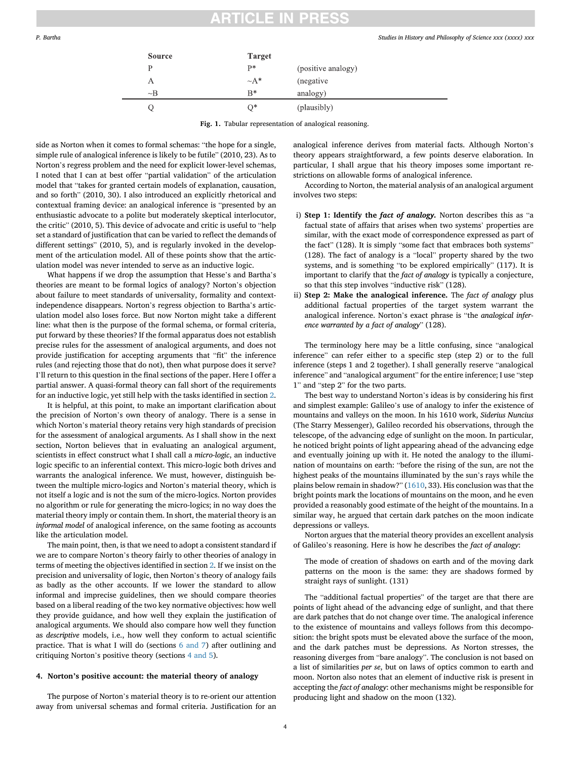| Source | Target | |
|---|---|---|
| P | P* | (positive analogy) |
| A | ~A* | (negative |
| ~B | B* | analogy) |
| Q | Q* | (plausibly) |

**Fig. 1.** Tabular representation of analogical reasoning.

side as Norton when it comes to formal schemas: "the hope for a single, simple rule of analogical inference is likely to be futile" (2010, 23). As to Norton's regress problem and the need for explicit lower-level schemas, I noted that I can at best offer "partial validation" of the articulation model that "takes for granted certain models of explanation, causation, and so forth" (2010, 30). I also introduced an explicitly rhetorical and contextual framing device: an analogical inference is "presented by an enthusiastic advocate to a polite but moderately skeptical interlocutor, the critic" (2010, 5). This device of advocate and critic is useful to "help set a standard of justification that can be varied to reflect the demands of different settings" (2010, 5), and is regularly invoked in the development of the articulation model. All of these points show that the articulation model was never intended to serve as an inductive logic.

What happens if we drop the assumption that Hesse's and Bartha's theories are meant to be formal logics of analogy? Norton's objection about failure to meet standards of universality, formality and context-independence disappears. Norton's regress objection to Bartha's articulation model also loses force. But now Norton might take a different line: what then is the purpose of the formal schema, or formal criteria, put forward by these theories? If the formal apparatus does not establish precise rules for the assessment of analogical arguments, and does not provide justification for accepting arguments that "fit" the inference rules (and rejecting those that do not), then what purpose does it serve? I'll return to this question in the final sections of the paper. Here I offer a partial answer. A quasi-formal theory can fall short of the requirements for an inductive logic, yet still help with the tasks identified in section 2.

It is helpful, at this point, to make an important clarification about the precision of Norton's own theory of analogy. There is a sense in which Norton's material theory retains very high standards of precision for the assessment of analogical arguments. As I shall show in the next section, Norton believes that in evaluating an analogical argument, scientists in effect construct what I shall call a *micro-logic*, an inductive logic specific to an inferential context. This micro-logic both drives and warrants the analogical inference. We must, however, distinguish between the multiple micro-logics and Norton's material theory, which is not itself a logic and is not the sum of the micro-logics. Norton provides no algorithm or rule for generating the micro-logics; in no way does the material theory imply or contain them. In short, the material theory is an *informal model* of analogical inference, on the same footing as accounts like the articulation model.

The main point, then, is that we need to adopt a consistent standard if we are to compare Norton's theory fairly to other theories of analogy in terms of meeting the objectives identified in section 2. If we insist on the precision and universality of logic, then Norton's theory of analogy fails as badly as the other accounts. If we lower the standard to allow informal and imprecise guidelines, then we should compare theories based on a liberal reading of the two key normative objectives: how well they provide guidance, and how well they explain the justification of analogical arguments. We should also compare how well they function as *descriptive* models, i.e., how well they conform to actual scientific practice. That is what I will do (sections 6 and 7) after outlining and critiquing Norton's positive theory (sections 4 and 5).

## 4. Norton's positive account: the material theory of analogy

The purpose of Norton's material theory is to re-orient our attention away from universal schemas and formal criteria. Justification for an analogical inference derives from material facts. Although Norton's theory appears straightforward, a few points deserve elaboration. In particular, I shall argue that his theory imposes some important restrictions on allowable forms of analogical inference.

According to Norton, the material analysis of an analogical argument involves two steps:

i) **Step 1: Identify the *fact of analogy*.** Norton describes this as "a factual state of affairs that arises when two systems' properties are similar, with the exact mode of correspondence expressed as part of the fact" (128). It is simply "some fact that embraces both systems" (128). The fact of analogy is a "local" property shared by the two systems, and is something "to be explored empirically" (117). It is important to clarify that the *fact of analogy* is typically a conjecture, so that this step involves "inductive risk" (128).
ii) **Step 2: Make the analogical inference.** The *fact of analogy* plus additional factual properties of the target system warrant the analogical inference. Norton's exact phrase is "the *analogical inference warranted by a fact of analogy*" (128).

The terminology here may be a little confusing, since "analogical inference" can refer either to a specific step (step 2) or to the full inference (steps 1 and 2 together). I shall generally reserve "analogical inference" and "analogical argument" for the entire inference; I use "step 1" and "step 2" for the two parts.

The best way to understand Norton's ideas is by considering his first and simplest example: Galileo's use of analogy to infer the existence of mountains and valleys on the moon. In his 1610 work, *Siderius Nuncius* (The Starry Messenger), Galileo recorded his observations, through the telescope, of the advancing edge of sunlight on the moon. In particular, he noticed bright points of light appearing ahead of the advancing edge and eventually joining up with it. He noted the analogy to the illumination of mountains on earth: "before the rising of the sun, are not the highest peaks of the mountains illuminated by the sun's rays while the plains below remain in shadow?" (1610, 33). His conclusion was that the bright points mark the locations of mountains on the moon, and he even provided a reasonably good estimate of the height of the mountains. In a similar way, he argued that certain dark patches on the moon indicate depressions or valleys.

Norton argues that the material theory provides an excellent analysis of Galileo's reasoning. Here is how he describes the *fact of analogy*:

> The mode of creation of shadows on earth and of the moving dark patterns on the moon is the same: they are shadows formed by straight rays of sunlight. (131)

The "additional factual properties" of the target are that there are points of light ahead of the advancing edge of sunlight, and that there are dark patches that do not change over time. The analogical inference to the existence of mountains and valleys follows from this decomposition: the bright spots must be elevated above the surface of the moon, and the dark patches must be depressions. As Norton stresses, the reasoning diverges from "bare analogy". The conclusion is not based on a list of similarities *per se*, but on laws of optics common to earth and moon. Norton also notes that an element of inductive risk is present in accepting the *fact of analogy*: other mechanisms might be responsible for producing light and shadow on the moon (132).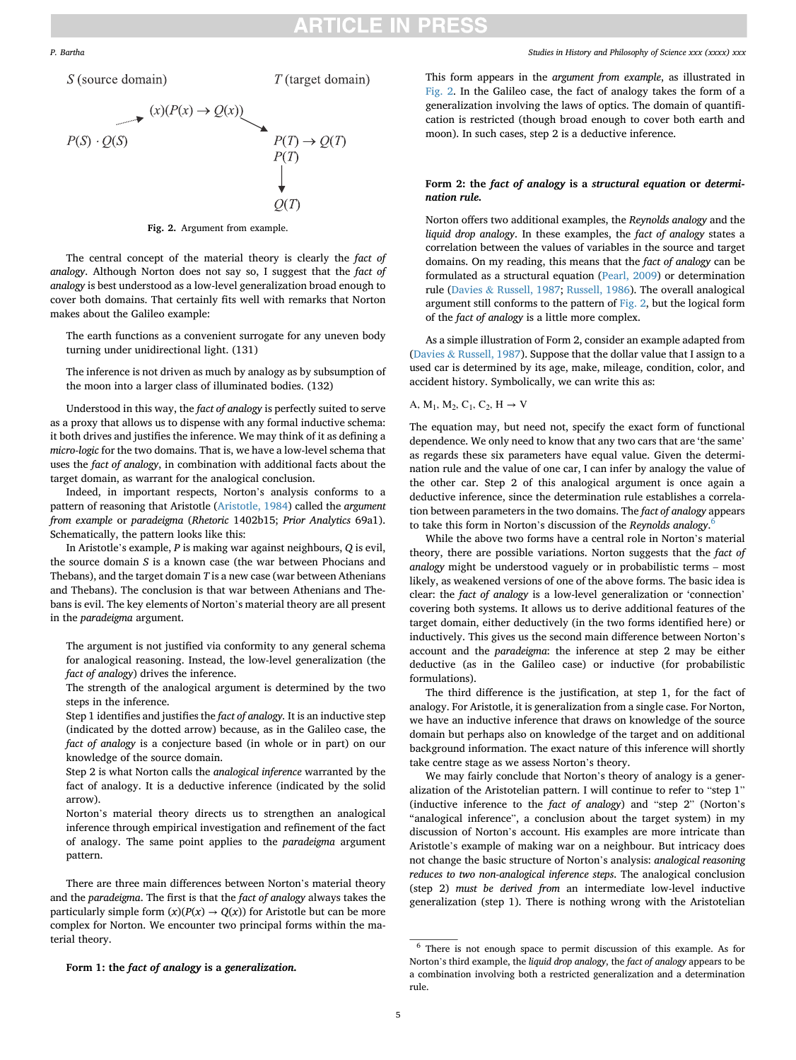S (source domain) T (target domain)

$(x)(P(x) \rightarrow Q(x))$

$P(S) \cdot Q(S)$

$P(T) \rightarrow Q(T)$

$P(T)$

$Q(T)$

**Fig. 2.** Argument from example.

The central concept of the material theory is clearly the *fact of analogy*. Although Norton does not say so, I suggest that the *fact of analogy* is best understood as a low-level generalization broad enough to cover both domains. That certainly fits well with remarks that Norton makes about the Galileo example:

> The earth functions as a convenient surrogate for any uneven body turning under unidirectional light. (131)

> The inference is not driven as much by analogy as by subsumption of the moon into a larger class of illuminated bodies. (132)

Understood in this way, the *fact of analogy* is perfectly suited to serve as a proxy that allows us to dispense with any formal inductive schema: it both drives and justifies the inference. We may think of it as defining a *micro-logic* for the two domains. That is, we have a low-level schema that uses the *fact of analogy*, in combination with additional facts about the target domain, as warrant for the analogical conclusion.

Indeed, in important respects, Norton's analysis conforms to a pattern of reasoning that Aristotle (Aristotle, 1984) called the *argument from example* or *paradeigma* (*Rhetoric* 1402b15; *Prior Analytics* 69a1). Schematically, the pattern looks like this:

In Aristotle's example, *P* is making war against neighbours, *Q* is evil, the source domain *S* is a known case (the war between Phocians and Thebans), and the target domain *T* is a new case (war between Athenians and Thebans). The conclusion is that war between Athenians and Thebans is evil. The key elements of Norton's material theory are all present in the *paradeigma* argument.

> The argument is not justified via conformity to any general schema for analogical reasoning. Instead, the low-level generalization (the *fact of analogy*) drives the inference.
>
> The strength of the analogical argument is determined by the two steps in the inference.
>
> Step 1 identifies and justifies the *fact of analogy*. It is an inductive step (indicated by the dotted arrow) because, as in the Galileo case, the *fact of analogy* is a conjecture based (in whole or in part) on our knowledge of the source domain.
>
> Step 2 is what Norton calls the *analogical inference* warranted by the fact of analogy. It is a deductive inference (indicated by the solid arrow).
>
> Norton's material theory directs us to strengthen an analogical inference through empirical investigation and refinement of the fact of analogy. The same point applies to the *paradeigma* argument pattern.

There are three main differences between Norton's material theory and the *paradeigma*. The first is that the *fact of analogy* always takes the particularly simple form $(x)(P(x) \rightarrow Q(x))$ for Aristotle but can be more complex for Norton. We encounter two principal forms within the material theory.

**Form 1: the *fact of analogy* is a *generalization*.**

This form appears in the *argument from example*, as illustrated in Fig. 2. In the Galileo case, the fact of analogy takes the form of a generalization involving the laws of optics. The domain of quantification is restricted (though broad enough to cover both earth and moon). In such cases, step 2 is a deductive inference.

**Form 2: the *fact of analogy* is a *structural equation* or *determination rule*.**

Norton offers two additional examples, the *Reynolds analogy* and the *liquid drop analogy*. In these examples, the *fact of analogy* states a correlation between the values of variables in the source and target domains. On my reading, this means that the *fact of analogy* can be formulated as a structural equation (Pearl, 2009) or determination rule (Davies & Russell, 1987; Russell, 1986). The overall analogical argument still conforms to the pattern of Fig. 2, but the logical form of the *fact of analogy* is a little more complex.

As a simple illustration of Form 2, consider an example adapted from (Davies & Russell, 1987). Suppose that the dollar value that I assign to a used car is determined by its age, make, mileage, condition, color, and accident history. Symbolically, we can write this as:

$$A, M_1, M_2, C_1, C_2, H \rightarrow V$$

The equation may, but need not, specify the exact form of functional dependence. We only need to know that any two cars that are 'the same' as regards these six parameters have equal value. Given the determination rule and the value of one car, I can infer by analogy the value of the other car. Step 2 of this analogical argument is once again a deductive inference, since the determination rule establishes a correlation between parameters in the two domains. The *fact of analogy* appears to take this form in Norton's discussion of the *Reynolds analogy*.[6]

While the above two forms have a central role in Norton's material theory, there are possible variations. Norton suggests that the *fact of analogy* might be understood vaguely or in probabilistic terms – most likely, as weakened versions of one of the above forms. The basic idea is clear: the *fact of analogy* is a low-level generalization or 'connection' covering both systems. It allows us to derive additional features of the target domain, either deductively (in the two forms identified here) or inductively. This gives us the second main difference between Norton's account and the *paradeigma*: the inference at step 2 may be either deductive (as in the Galileo case) or inductive (for probabilistic formulations).

The third difference is the justification, at step 1, for the fact of analogy. For Aristotle, it is generalization from a single case. For Norton, we have an inductive inference that draws on knowledge of the source domain but perhaps also on knowledge of the target and on additional background information. The exact nature of this inference will shortly take centre stage as we assess Norton's theory.

We may fairly conclude that Norton's theory of analogy is a generalization of the Aristotelian pattern. I will continue to refer to "step 1" (inductive inference to the *fact of analogy*) and "step 2" (Norton's "analogical inference", a conclusion about the target system) in my discussion of Norton's account. His examples are more intricate than Aristotle's example of making war on a neighbour. But intricacy does not change the basic structure of Norton's analysis: *analogical reasoning reduces to two non-analogical inference steps*. The analogical conclusion (step 2) *must be derived from* an intermediate low-level inductive generalization (step 1). There is nothing wrong with the Aristotelian

[6] There is not enough space to permit discussion of this example. As for Norton's third example, the *liquid drop analogy*, the *fact of analogy* appears to be a combination involving both a restricted generalization and a determination rule.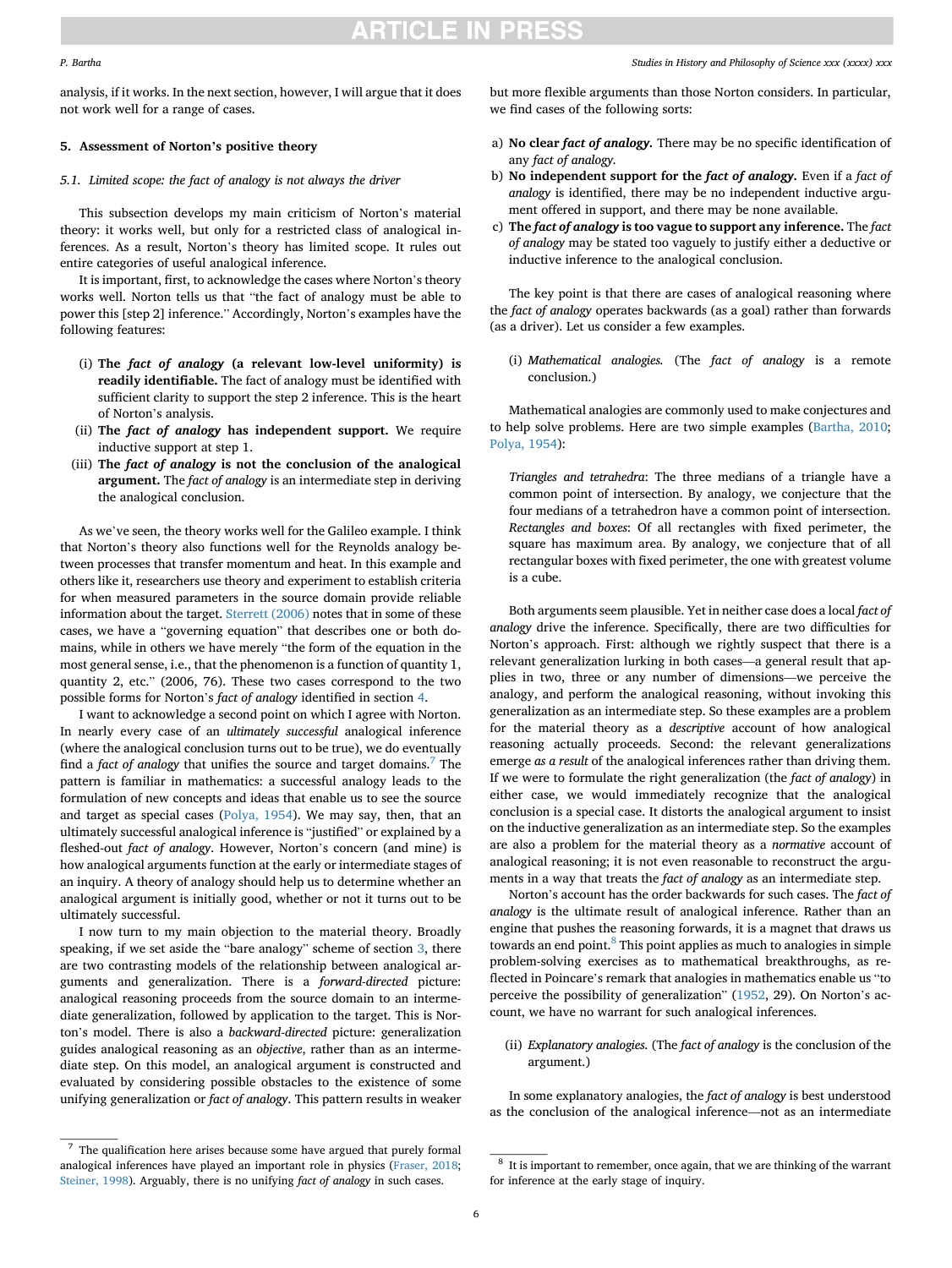analysis, if it works. In the next section, however, I will argue that it does not work well for a range of cases.

## 5. Assessment of Norton's positive theory

### 5.1. Limited scope: the fact of analogy is not always the driver

This subsection develops my main criticism of Norton's material theory: it works well, but only for a restricted class of analogical inferences. As a result, Norton's theory has limited scope. It rules out entire categories of useful analogical inference.

It is important, first, to acknowledge the cases where Norton's theory works well. Norton tells us that "the fact of analogy must be able to power this [step 2] inference." Accordingly, Norton's examples have the following features:

(i) **The *fact of analogy* (a relevant low-level uniformity) is readily identifiable.** The fact of analogy must be identified with sufficient clarity to support the step 2 inference. This is the heart of Norton's analysis.

(ii) **The *fact of analogy* has independent support.** We require inductive support at step 1.

(iii) **The *fact of analogy* is not the conclusion of the analogical argument.** The *fact of analogy* is an intermediate step in deriving the analogical conclusion.

As we've seen, the theory works well for the Galileo example. I think that Norton's theory also functions well for the Reynolds analogy between processes that transfer momentum and heat. In this example and others like it, researchers use theory and experiment to establish criteria for when measured parameters in the source domain provide reliable information about the target. Sterrett (2006) notes that in some of these cases, we have a "governing equation" that describes one or both domains, while in others we have merely "the form of the equation in the most general sense, i.e., that the phenomenon is a function of quantity 1, quantity 2, etc." (2006, 76). These two cases correspond to the two possible forms for Norton's *fact of analogy* identified in section 4.

I want to acknowledge a second point on which I agree with Norton. In nearly every case of an *ultimately successful* analogical inference (where the analogical conclusion turns out to be true), we do eventually find a *fact of analogy* that unifies the source and target domains.[7] The pattern is familiar in mathematics: a successful analogy leads to the formulation of new concepts and ideas that enable us to see the source and target as special cases (Polya, 1954). We may say, then, that an ultimately successful analogical inference is "justified" or explained by a fleshed-out *fact of analogy*. However, Norton's concern (and mine) is how analogical arguments function at the early or intermediate stages of an inquiry. A theory of analogy should help us to determine whether an analogical argument is initially good, whether or not it turns out to be ultimately successful.

I now turn to my main objection to the material theory. Broadly speaking, if we set aside the "bare analogy" scheme of section 3, there are two contrasting models of the relationship between analogical arguments and generalization. There is a *forward-directed* picture: analogical reasoning proceeds from the source domain to an intermediate generalization, followed by application to the target. This is Norton's model. There is also a *backward-directed* picture: generalization guides analogical reasoning as an *objective*, rather than as an intermediate step. On this model, an analogical argument is constructed and evaluated by considering possible obstacles to the existence of some unifying generalization or *fact of analogy*. This pattern results in weaker but more flexible arguments than those Norton considers. In particular, we find cases of the following sorts:

a) **No clear *fact of analogy*.** There may be no specific identification of any *fact of analogy*.

b) **No independent support for the *fact of analogy*.** Even if a *fact of analogy* is identified, there may be no independent inductive argument offered in support, and there may be none available.

c) **The *fact of analogy* is too vague to support any inference.** The *fact of analogy* may be stated too vaguely to justify either a deductive or inductive inference to the analogical conclusion.

The key point is that there are cases of analogical reasoning where the *fact of analogy* operates backwards (as a goal) rather than forwards (as a driver). Let us consider a few examples.

(i) *Mathematical analogies.* (The *fact of analogy* is a remote conclusion.)

Mathematical analogies are commonly used to make conjectures and to help solve problems. Here are two simple examples (Bartha, 2010; Polya, 1954):

> *Triangles and tetrahedra*: The three medians of a triangle have a common point of intersection. By analogy, we conjecture that the four medians of a tetrahedron have a common point of intersection.
> *Rectangles and boxes*: Of all rectangles with fixed perimeter, the square has maximum area. By analogy, we conjecture that of all rectangular boxes with fixed perimeter, the one with greatest volume is a cube.

Both arguments seem plausible. Yet in neither case does a local *fact of analogy* drive the inference. Specifically, there are two difficulties for Norton's approach. First: although we rightly suspect that there is a relevant generalization lurking in both cases—a general result that applies in two, three or any number of dimensions—we perceive the analogy, and perform the analogical reasoning, without invoking this generalization as an intermediate step. So these examples are a problem for the material theory as a *descriptive* account of how analogical reasoning actually proceeds. Second: the relevant generalizations emerge *as a result* of the analogical inferences rather than driving them. If we were to formulate the right generalization (the *fact of analogy*) in either case, we would immediately recognize that the analogical conclusion is a special case. It distorts the analogical argument to insist on the inductive generalization as an intermediate step. So the examples are also a problem for the material theory as a *normative* account of analogical reasoning; it is not even reasonable to reconstruct the arguments in a way that treats the *fact of analogy* as an intermediate step.

Norton's account has the order backwards for such cases. The *fact of analogy* is the ultimate result of analogical inference. Rather than an engine that pushes the reasoning forwards, it is a magnet that draws us towards an end point.[8] This point applies as much to analogies in simple problem-solving exercises as to mathematical breakthroughs, as reflected in Poincare's remark that analogies in mathematics enable us "to perceive the possibility of generalization" (1952, 29). On Norton's account, we have no warrant for such analogical inferences.

(ii) *Explanatory analogies.* (The *fact of analogy* is the conclusion of the argument.)

In some explanatory analogies, the *fact of analogy* is best understood as the conclusion of the analogical inference—not as an intermediate

[7] The qualification here arises because some have argued that purely formal analogical inferences have played an important role in physics (Fraser, 2018; Steiner, 1998). Arguably, there is no unifying *fact of analogy* in such cases.

[8] It is important to remember, once again, that we are thinking of the warrant for inference at the early stage of inquiry.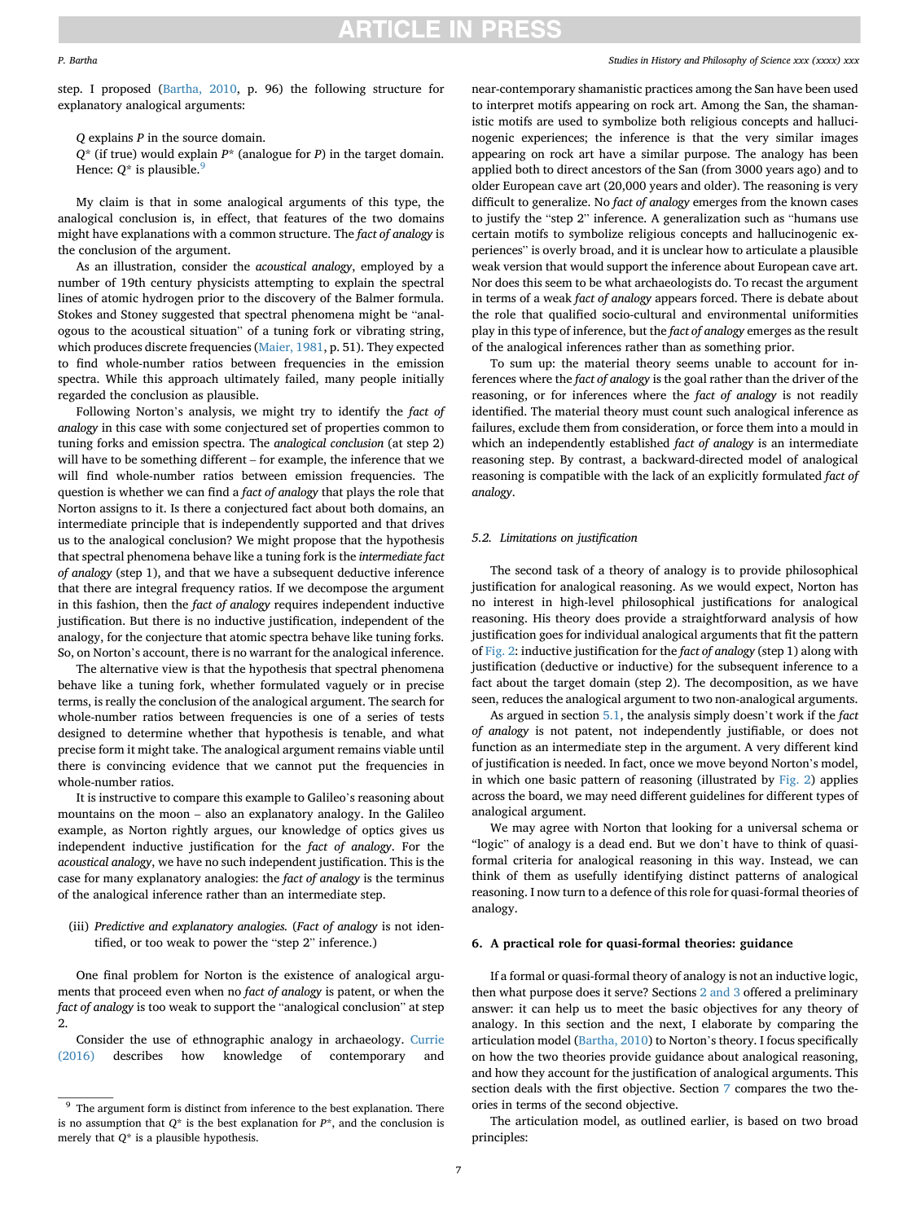step. I proposed (Bartha, 2010, p. 96) the following structure for explanatory analogical arguments:

> $Q$ explains $P$ in the source domain.
> $Q^*$ (if true) would explain $P^*$ (analogue for $P$) in the target domain.
> Hence: $Q^*$ is plausible.[9]

My claim is that in some analogical arguments of this type, the analogical conclusion is, in effect, that features of the two domains might have explanations with a common structure. The *fact of analogy* is the conclusion of the argument.

As an illustration, consider the *acoustical analogy*, employed by a number of 19th century physicists attempting to explain the spectral lines of atomic hydrogen prior to the discovery of the Balmer formula. Stokes and Stoney suggested that spectral phenomena might be "analogous to the acoustical situation" of a tuning fork or vibrating string, which produces discrete frequencies (Maier, 1981, p. 51). They expected to find whole-number ratios between frequencies in the emission spectra. While this approach ultimately failed, many people initially regarded the conclusion as plausible.

Following Norton's analysis, we might try to identify the *fact of analogy* in this case with some conjectured set of properties common to tuning forks and emission spectra. The *analogical conclusion* (at step 2) will have to be something different – for example, the inference that we will find whole-number ratios between emission frequencies. The question is whether we can find a *fact of analogy* that plays the role that Norton assigns to it. Is there a conjectured fact about both domains, an intermediate principle that is independently supported and that drives us to the analogical conclusion? We might propose that the hypothesis that spectral phenomena behave like a tuning fork is the *intermediate fact of analogy* (step 1), and that we have a subsequent deductive inference that there are integral frequency ratios. If we decompose the argument in this fashion, then the *fact of analogy* requires independent inductive justification. But there is no inductive justification, independent of the analogy, for the conjecture that atomic spectra behave like tuning forks. So, on Norton's account, there is no warrant for the analogical inference.

The alternative view is that the hypothesis that spectral phenomena behave like a tuning fork, whether formulated vaguely or in precise terms, is really the conclusion of the analogical argument. The search for whole-number ratios between frequencies is one of a series of tests designed to determine whether that hypothesis is tenable, and what precise form it might take. The analogical argument remains viable until there is convincing evidence that we cannot put the frequencies in whole-number ratios.

It is instructive to compare this example to Galileo's reasoning about mountains on the moon – also an explanatory analogy. In the Galileo example, as Norton rightly argues, our knowledge of optics gives us independent inductive justification for the *fact of analogy*. For the *acoustical analogy*, we have no such independent justification. This is the case for many explanatory analogies: the *fact of analogy* is the terminus of the analogical inference rather than an intermediate step.

(iii) *Predictive and explanatory analogies.* (*Fact of analogy* is not identified, or too weak to power the "step 2" inference.)

One final problem for Norton is the existence of analogical arguments that proceed even when no *fact of analogy* is patent, or when the *fact of analogy* is too weak to support the "analogical conclusion" at step 2.

Consider the use of ethnographic analogy in archaeology. Currie (2016) describes how knowledge of contemporary and near-contemporary shamanistic practices among the San have been used to interpret motifs appearing on rock art. Among the San, the shamanistic motifs are used to symbolize both religious concepts and hallucinogenic experiences; the inference is that the very similar images appearing on rock art have a similar purpose. The analogy has been applied both to direct ancestors of the San (from 3000 years ago) and to older European cave art (20,000 years and older). The reasoning is very difficult to generalize. No *fact of analogy* emerges from the known cases to justify the "step 2" inference. A generalization such as "humans use certain motifs to symbolize religious concepts and hallucinogenic experiences" is overly broad, and it is unclear how to articulate a plausible weak version that would support the inference about European cave art. Nor does this seem to be what archaeologists do. To recast the argument in terms of a weak *fact of analogy* appears forced. There is debate about the role that qualified socio-cultural and environmental uniformities play in this type of inference, but the *fact of analogy* emerges as the result of the analogical inferences rather than as something prior.

To sum up: the material theory seems unable to account for inferences where the *fact of analogy* is the goal rather than the driver of the reasoning, or for inferences where the *fact of analogy* is not readily identified. The material theory must count such analogical inference as failures, exclude them from consideration, or force them into a mould in which an independently established *fact of analogy* is an intermediate reasoning step. By contrast, a backward-directed model of analogical reasoning is compatible with the lack of an explicitly formulated *fact of analogy*.

### 5.2. Limitations on justification

The second task of a theory of analogy is to provide philosophical justification for analogical reasoning. As we would expect, Norton has no interest in high-level philosophical justifications for analogical reasoning. His theory does provide a straightforward analysis of how justification goes for individual analogical arguments that fit the pattern of Fig. 2: inductive justification for the *fact of analogy* (step 1) along with justification (deductive or inductive) for the subsequent inference to a fact about the target domain (step 2). The decomposition, as we have seen, reduces the analogical argument to two non-analogical arguments.

As argued in section 5.1, the analysis simply doesn't work if the *fact of analogy* is not patent, not independently justifiable, or does not function as an intermediate step in the argument. A very different kind of justification is needed. In fact, once we move beyond Norton's model, in which one basic pattern of reasoning (illustrated by Fig. 2) applies across the board, we may need different guidelines for different types of analogical argument.

We may agree with Norton that looking for a universal schema or "logic" of analogy is a dead end. But we don't have to think of quasi-formal criteria for analogical reasoning in this way. Instead, we can think of them as usefully identifying distinct patterns of analogical reasoning. I now turn to a defence of this role for quasi-formal theories of analogy.

## 6. A practical role for quasi-formal theories: guidance

If a formal or quasi-formal theory of analogy is not an inductive logic, then what purpose does it serve? Sections 2 and 3 offered a preliminary answer: it can help us to meet the basic objectives for any theory of analogy. In this section and the next, I elaborate by comparing the articulation model (Bartha, 2010) to Norton's theory. I focus specifically on how the two theories provide guidance about analogical reasoning, and how they account for the justification of analogical arguments. This section deals with the first objective. Section 7 compares the two theories in terms of the second objective.

The articulation model, as outlined earlier, is based on two broad principles:

---

[9] The argument form is distinct from inference to the best explanation. There is no assumption that $Q^*$ is the best explanation for $P^*$, and the conclusion is merely that $Q^*$ is a plausible hypothesis.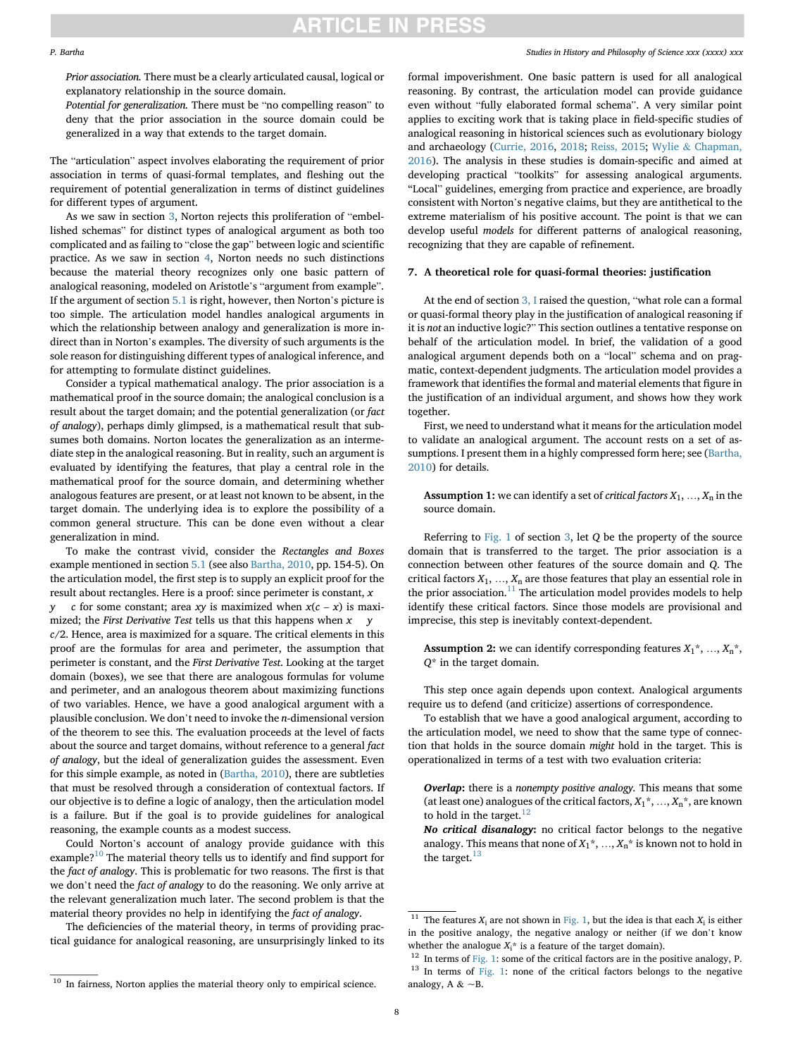*Prior association.* There must be a clearly articulated causal, logical or explanatory relationship in the source domain.

*Potential for generalization.* There must be "no compelling reason" to deny that the prior association in the source domain could be generalized in a way that extends to the target domain.

The "articulation" aspect involves elaborating the requirement of prior association in terms of quasi-formal templates, and fleshing out the requirement of potential generalization in terms of distinct guidelines for different types of argument.

As we saw in section 3, Norton rejects this proliferation of "embellished schemas" for distinct types of analogical argument as both too complicated and as failing to "close the gap" between logic and scientific practice. As we saw in section 4, Norton needs no such distinctions because the material theory recognizes only one basic pattern of analogical reasoning, modeled on Aristotle's "argument from example". If the argument of section 5.1 is right, however, then Norton's picture is too simple. The articulation model handles analogical arguments in which the relationship between analogy and generalization is more indirect than in Norton's examples. The diversity of such arguments is the sole reason for distinguishing different types of analogical inference, and for attempting to formulate distinct guidelines.

Consider a typical mathematical analogy. The prior association is a mathematical proof in the source domain; the analogical conclusion is a result about the target domain; and the potential generalization (or *fact of analogy*), perhaps dimly glimpsed, is a mathematical result that subsumes both domains. Norton locates the generalization as an intermediate step in the analogical reasoning. But in reality, such an argument is evaluated by identifying the features, that play a central role in the mathematical proof for the source domain, and determining whether analogous features are present, or at least not known to be absent, in the target domain. The underlying idea is to explore the possibility of a common general structure. This can be done even without a clear generalization in mind.

To make the contrast vivid, consider the *Rectangles and Boxes* example mentioned in section 5.1 (see also Bartha, 2010, pp. 154-5). On the articulation model, the first step is to supply an explicit proof for the result about rectangles. Here is a proof: since perimeter is constant, $x + y = c$ for some constant; area $xy$ is maximized when $x(c - x)$ is maximized; the *First Derivative Test* tells us that this happens when $x = y = c/2$. Hence, area is maximized for a square. The critical elements in this proof are the formulas for area and perimeter, the assumption that perimeter is constant, and the *First Derivative Test*. Looking at the target domain (boxes), we see that there are analogous formulas for volume and perimeter, and an analogous theorem about maximizing functions of two variables. Hence, we have a good analogical argument with a plausible conclusion. We don't need to invoke the *n*-dimensional version of the theorem to see this. The evaluation proceeds at the level of facts about the source and target domains, without reference to a general *fact of analogy*, but the ideal of generalization guides the assessment. Even for this simple example, as noted in (Bartha, 2010), there are subtleties that must be resolved through a consideration of contextual factors. If our objective is to define a logic of analogy, then the articulation model is a failure. But if the goal is to provide guidelines for analogical reasoning, the example counts as a modest success.

Could Norton's account of analogy provide guidance with this example?[10] The material theory tells us to identify and find support for the *fact of analogy*. This is problematic for two reasons. The first is that we don't need the *fact of analogy* to do the reasoning. We only arrive at the relevant generalization much later. The second problem is that the material theory provides no help in identifying the *fact of analogy*.

The deficiencies of the material theory, in terms of providing practical guidance for analogical reasoning, are unsurprisingly linked to its formal impoverishment. One basic pattern is used for all analogical reasoning. By contrast, the articulation model can provide guidance even without "fully elaborated formal schema". A very similar point applies to exciting work that is taking place in field-specific studies of analogical reasoning in historical sciences such as evolutionary biology and archaeology (Currie, 2016, 2018; Reiss, 2015; Wylie & Chapman, 2016). The analysis in these studies is domain-specific and aimed at developing practical "toolkits" for assessing analogical arguments. "Local" guidelines, emerging from practice and experience, are broadly consistent with Norton's negative claims, but they are antithetical to the extreme materialism of his positive account. The point is that we can develop useful *models* for different patterns of analogical reasoning, recognizing that they are capable of refinement.

## 7. A theoretical role for quasi-formal theories: justification

At the end of section 3, I raised the question, "what role can a formal or quasi-formal theory play in the justification of analogical reasoning if it is *not* an inductive logic?" This section outlines a tentative response on behalf of the articulation model. In brief, the validation of a good analogical argument depends both on a "local" schema and on pragmatic, context-dependent judgments. The articulation model provides a framework that identifies the formal and material elements that figure in the justification of an individual argument, and shows how they work together.

First, we need to understand what it means for the articulation model to validate an analogical argument. The account rests on a set of assumptions. I present them in a highly compressed form here; see (Bartha, 2010) for details.

> **Assumption 1:** we can identify a set of *critical factors* $X_1, \ldots, X_n$ in the source domain.

Referring to Fig. 1 of section 3, let *Q* be the property of the source domain that is transferred to the target. The prior association is a connection between other features of the source domain and *Q*. The critical factors $X_1, \ldots, X_n$ are those features that play an essential role in the prior association.[11] The articulation model provides models to help identify these critical factors. Since those models are provisional and imprecise, this step is inevitably context-dependent.

> **Assumption 2:** we can identify corresponding features $X_1^*, \ldots, X_n^*$, $Q^*$ in the target domain.

This step once again depends upon context. Analogical arguments require us to defend (and criticize) assertions of correspondence.

To establish that we have a good analogical argument, according to the articulation model, we need to show that the same type of connection that holds in the source domain *might* hold in the target. This is operationalized in terms of a test with two evaluation criteria:

> ***Overlap***: there is a *nonempty positive analogy.* This means that some (at least one) analogues of the critical factors, $X_1^*, \ldots, X_n^*$, are known to hold in the target.[12]
>
> ***No critical disanalogy***: no critical factor belongs to the negative analogy. This means that none of $X_1^*, \ldots, X_n^*$ is known not to hold in the target.[13]

---

[10] In fairness, Norton applies the material theory only to empirical science.

[11] The features $X_i$ are not shown in Fig. 1, but the idea is that each $X_i$ is either in the positive analogy, the negative analogy or neither (if we don't know whether the analogue $X_i^*$ is a feature of the target domain).

[12] In terms of Fig. 1: some of the critical factors are in the positive analogy, P.

[13] In terms of Fig. 1: none of the critical factors belongs to the negative analogy, A & ~B.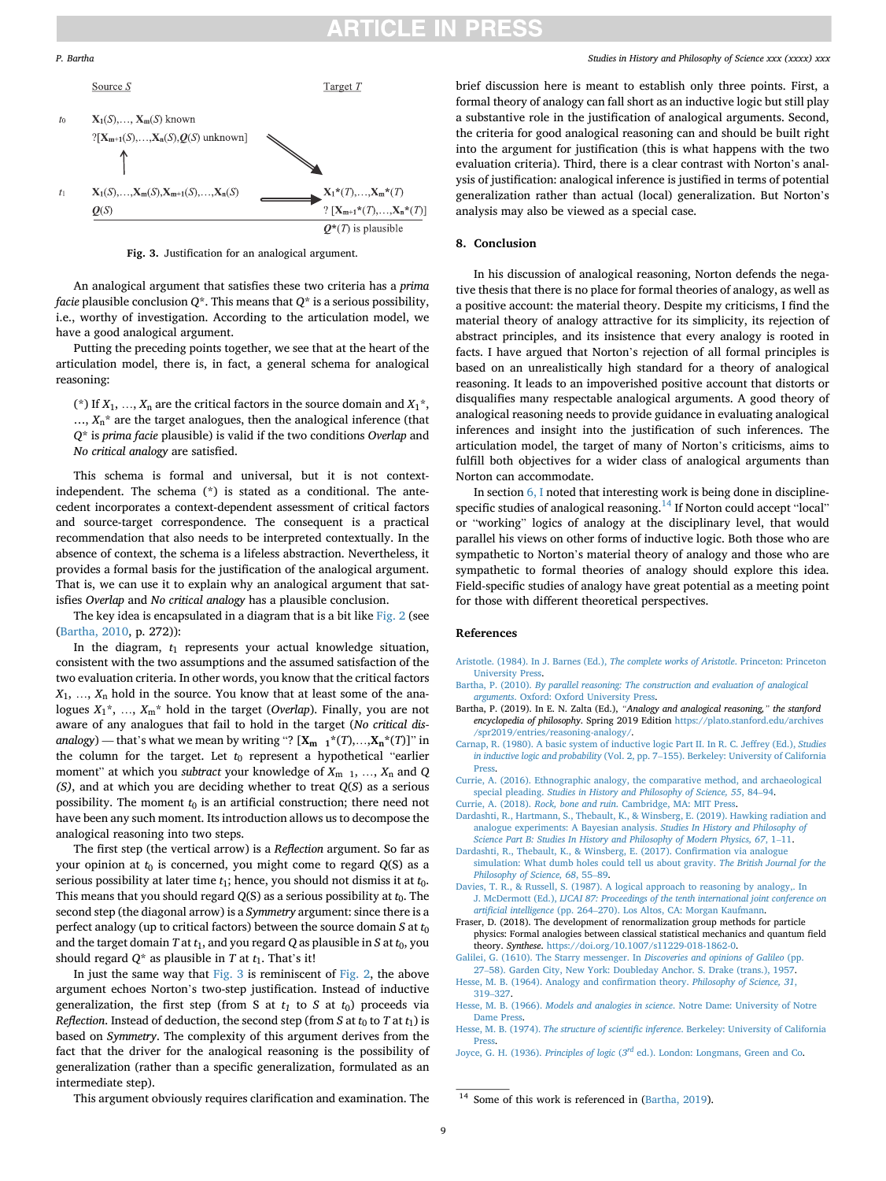Source $S$ | Target $T$

$t_0$ &nbsp; $\mathbf{X}_1(S),\ldots,\mathbf{X}_m(S)$ known

?[$\mathbf{X}_{m+1}(S),\ldots,\mathbf{X}_n(S),\mathbf{Q}(S)$ unknown]

$t_1$ &nbsp; $\mathbf{X}_1(S),\ldots,\mathbf{X}_m(S),\mathbf{X}_{m+1}(S),\ldots,\mathbf{X}_n(S)$ &nbsp; $\mathbf{X}_1{}^*(T),\ldots,\mathbf{X}_m{}^*(T)$

$\mathbf{Q}(S)$ &nbsp; ? [$\mathbf{X}_{m+1}{}^*(T),\ldots,\mathbf{X}_n{}^*(T)$]

$\mathbf{Q}^*(T)$ is plausible

Fig. 3. Justification for an analogical argument.

An analogical argument that satisfies these two criteria has a *prima facie* plausible conclusion $Q^*$. This means that $Q^*$ is a serious possibility, i.e., worthy of investigation. According to the articulation model, we have a good analogical argument.

Putting the preceding points together, we see that at the heart of the articulation model, there is, in fact, a general schema for analogical reasoning:

(*) If $X_1$, …, $X_n$ are the critical factors in the source domain and $X_1{}^*$, …, $X_n{}^*$ are the target analogues, then the analogical inference (that $Q^*$ is *prima facie* plausible) is valid if the two conditions *Overlap* and *No critical analogy* are satisfied.

This schema is formal and universal, but it is not context-independent. The schema (*) is stated as a conditional. The antecedent incorporates a context-dependent assessment of critical factors and source-target correspondence. The consequent is a practical recommendation that also needs to be interpreted contextually. In the absence of context, the schema is a lifeless abstraction. Nevertheless, it provides a formal basis for the justification of the analogical argument. That is, we can use it to explain why an analogical argument that satisfies *Overlap* and *No critical analogy* has a plausible conclusion.

The key idea is encapsulated in a diagram that is a bit like Fig. 2 (see (Bartha, 2010, p. 272)):

In the diagram, $t_1$ represents your actual knowledge situation, consistent with the two assumptions and the assumed satisfaction of the two evaluation criteria. In other words, you know that the critical factors $X_1$, …, $X_n$ hold in the source. You know that at least some of the analogues $X_1{}^*$, …, $X_m{}^*$ hold in the target (*Overlap*). Finally, you are not aware of any analogues that fail to hold in the target (*No critical disanalogy*) — that's what we mean by writing "? [$\mathbf{X}_{m+1}{}^*(T),\ldots,\mathbf{X}_n{}^*(T)$]" in the column for the target. Let $t_0$ represent a hypothetical "earlier moment" at which you *subtract* your knowledge of $X_{m+1}$, …, $X_n$ and $Q(S)$, and at which you are deciding whether to treat $Q(S)$ as a serious possibility. The moment $t_0$ is an artificial construction; there need not have been any such moment. Its introduction allows us to decompose the analogical reasoning into two steps.

The first step (the vertical arrow) is a *Reflection* argument. So far as your opinion at $t_0$ is concerned, you might come to regard $Q(S)$ as a serious possibility at later time $t_1$; hence, you should not dismiss it at $t_0$. This means that you should regard $Q(S)$ as a serious possibility at $t_0$. The second step (the diagonal arrow) is a *Symmetry* argument: since there is a perfect analogy (up to critical factors) between the source domain $S$ at $t_0$ and the target domain $T$ at $t_1$, and you regard $Q$ as plausible in $S$ at $t_0$, you should regard $Q^*$ as plausible in $T$ at $t_1$. That's it!

In just the same way that Fig. 3 is reminiscent of Fig. 2, the above argument echoes Norton's two-step justification. Instead of inductive generalization, the first step (from S at $t_1$ to $S$ at $t_0$) proceeds via *Reflection*. Instead of deduction, the second step (from $S$ at $t_0$ to $T$ at $t_1$) is based on *Symmetry*. The complexity of this argument derives from the fact that the driver for the analogical reasoning is the possibility of generalization (rather than a specific generalization, formulated as an intermediate step).

This argument obviously requires clarification and examination. The brief discussion here is meant to establish only three points. First, a formal theory of analogy can fall short as an inductive logic but still play a substantive role in the justification of analogical arguments. Second, the criteria for good analogical reasoning can and should be built right into the argument for justification (this is what happens with the two evaluation criteria). Third, there is a clear contrast with Norton's analysis of justification: analogical inference is justified in terms of potential generalization rather than actual (local) generalization. But Norton's analysis may also be viewed as a special case.

## 8. Conclusion

In his discussion of analogical reasoning, Norton defends the negative thesis that there is no place for formal theories of analogy, as well as a positive account: the material theory. Despite my criticisms, I find the material theory of analogy attractive for its simplicity, its rejection of abstract principles, and its insistence that every analogy is rooted in facts. I have argued that Norton's rejection of all formal principles is based on an unrealistically high standard for a theory of analogical reasoning. It leads to an impoverished positive account that distorts or disqualifies many respectable analogical arguments. A good theory of analogical reasoning needs to provide guidance in evaluating analogical inferences and insight into the justification of such inferences. The articulation model, the target of many of Norton's criticisms, aims to fulfill both objectives for a wider class of analogical arguments than Norton can accommodate.

In section 6, I noted that interesting work is being done in discipline-specific studies of analogical reasoning.[14] If Norton could accept "local" or "working" logics of analogy at the disciplinary level, that would parallel his views on other forms of inductive logic. Both those who are sympathetic to Norton's material theory of analogy and those who are sympathetic to formal theories of analogy should explore this idea. Field-specific studies of analogy have great potential as a meeting point for those with different theoretical perspectives.

## References

Aristotle. (1984). In J. Barnes (Ed.), *The complete works of Aristotle*. Princeton: Princeton University Press.

Bartha, P. (2010). *By parallel reasoning: The construction and evaluation of analogical arguments*. Oxford: Oxford University Press.

Bartha, P. (2019). In E. N. Zalta (Ed.), *"Analogy and analogical reasoning," the stanford encyclopedia of philosophy*. Spring 2019 Edition https://plato.stanford.edu/archives/spr2019/entries/reasoning-analogy/.

Carnap, R. (1980). A basic system of inductive logic Part II. In R. C. Jeffrey (Ed.), *Studies in inductive logic and probability* (Vol. 2, pp. 7–155). Berkeley: University of California Press.

Currie, A. (2016). Ethnographic analogy, the comparative method, and archaeological special pleading. *Studies in History and Philosophy of Science, 55*, 84–94.

Currie, A. (2018). *Rock, bone and ruin*. Cambridge, MA: MIT Press.

Dardashti, R., Hartmann, S., Thebault, K., & Winsberg, E. (2019). Hawking radiation and analogue experiments: A Bayesian analysis. *Studies In History and Philosophy of Science Part B: Studies In History and Philosophy of Modern Physics, 67*, 1–11.

Dardashti, R., Thebault, K., & Winsberg, E. (2017). Confirmation via analogue simulation: What dumb holes could tell us about gravity. *The British Journal for the Philosophy of Science, 68*, 55–89.

Davies, T. R., & Russell, S. (1987). A logical approach to reasoning by analogy,. In J. McDermott (Ed.), *IJCAI 87: Proceedings of the tenth international joint conference on artificial intelligence* (pp. 264–270). Los Altos, CA: Morgan Kaufmann.

Fraser, D. (2018). The development of renormalization group methods for particle physics: Formal analogies between classical statistical mechanics and quantum field theory. *Synthese*. https://doi.org/10.1007/s11229-018-1862-0.

Galilei, G. (1610). The Starry messenger. In *Discoveries and opinions of Galileo* (pp. 27–58). Garden City, New York: Doubleday Anchor. S. Drake (trans.), 1957.

Hesse, M. B. (1964). Analogy and confirmation theory. *Philosophy of Science, 31*, 319–327.

Hesse, M. B. (1966). *Models and analogies in science*. Notre Dame: University of Notre Dame Press.

Hesse, M. B. (1974). *The structure of scientific inference*. Berkeley: University of California Press.

Joyce, G. H. (1936). *Principles of logic* (3rd ed.). London: Longmans, Green and Co.

[14] Some of this work is referenced in (Bartha, 2019).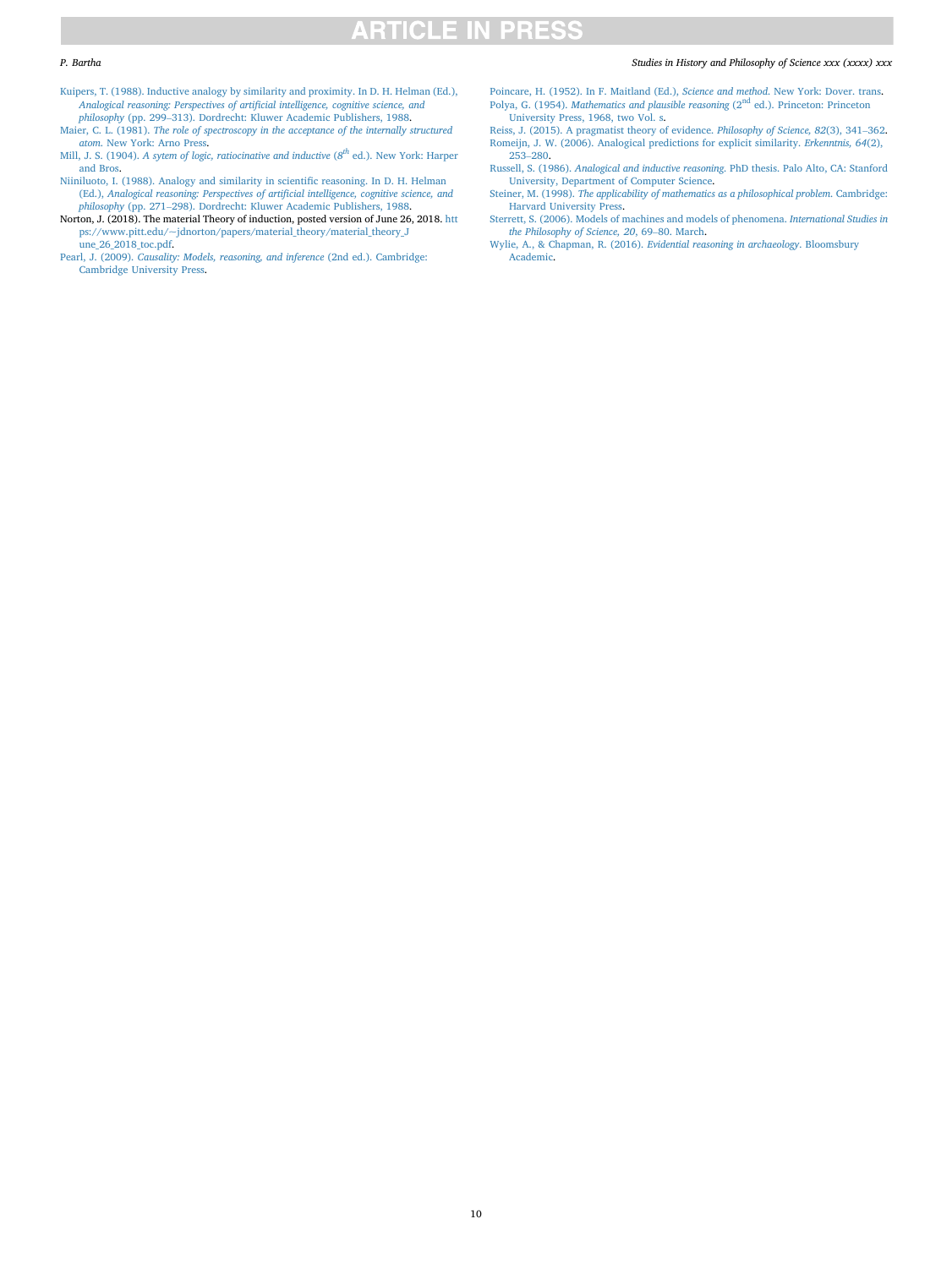Kuipers, T. (1988). Inductive analogy by similarity and proximity. In D. H. Helman (Ed.), *Analogical reasoning: Perspectives of artificial intelligence, cognitive science, and philosophy* (pp. 299–313). Dordrecht: Kluwer Academic Publishers, 1988.

Maier, C. L. (1981). *The role of spectroscopy in the acceptance of the internally structured atom*. New York: Arno Press.

Mill, J. S. (1904). *A sytem of logic, ratiocinative and inductive* (*8th* ed.). New York: Harper and Bros.

Niiniluoto, I. (1988). Analogy and similarity in scientific reasoning. In D. H. Helman (Ed.), *Analogical reasoning: Perspectives of artificial intelligence, cognitive science, and philosophy* (pp. 271–298). Dordrecht: Kluwer Academic Publishers, 1988.

Norton, J. (2018). The material Theory of induction, posted version of June 26, 2018. https://www.pitt.edu/~jdnorton/papers/material_theory/material_theory_June_26_2018_toc.pdf.

Pearl, J. (2009). *Causality: Models, reasoning, and inference* (2nd ed.). Cambridge: Cambridge University Press.

Poincare, H. (1952). In F. Maitland (Ed.), *Science and method*. New York: Dover. trans.

Polya, G. (1954). *Mathematics and plausible reasoning* (2nd ed.). Princeton: Princeton University Press, 1968, two Vol. s.

Reiss, J. (2015). A pragmatist theory of evidence. *Philosophy of Science, 82*(3), 341–362.

Romeijn, J. W. (2006). Analogical predictions for explicit similarity. *Erkenntnis, 64*(2), 253–280.

Russell, S. (1986). *Analogical and inductive reasoning*. PhD thesis. Palo Alto, CA: Stanford University, Department of Computer Science.

Steiner, M. (1998). *The applicability of mathematics as a philosophical problem*. Cambridge: Harvard University Press.

Sterrett, S. (2006). Models of machines and models of phenomena. *International Studies in the Philosophy of Science, 20*, 69–80. March.

Wylie, A., & Chapman, R. (2016). *Evidential reasoning in archaeology*. Bloomsbury Academic.